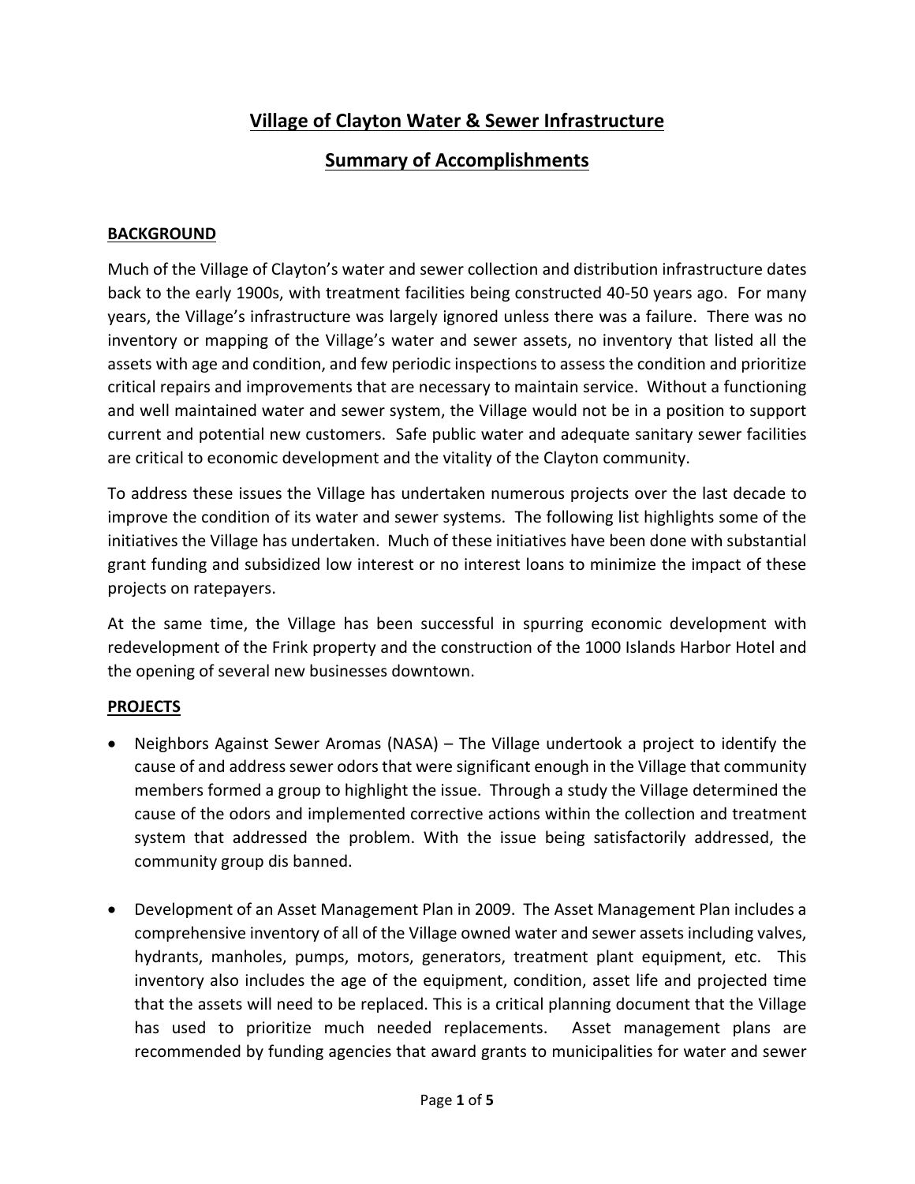# Village of Clayton Water & Sewer Infrastructure

# Summary of Accomplishments

## BACKGROUND

Much of the Village of Clayton's water and sewer collection and distribution infrastructure dates back to the early 1900s, with treatment facilities being constructed 40-50 years ago. For many years, the Village's infrastructure was largely ignored unless there was a failure. There was no inventory or mapping of the Village's water and sewer assets, no inventory that listed all the assets with age and condition, and few periodic inspections to assess the condition and prioritize critical repairs and improvements that are necessary to maintain service. Without a functioning and well maintained water and sewer system, the Village would not be in a position to support current and potential new customers. Safe public water and adequate sanitary sewer facilities are critical to economic development and the vitality of the Clayton community.

To address these issues the Village has undertaken numerous projects over the last decade to improve the condition of its water and sewer systems. The following list highlights some of the initiatives the Village has undertaken. Much of these initiatives have been done with substantial grant funding and subsidized low interest or no interest loans to minimize the impact of these projects on ratepayers.

At the same time, the Village has been successful in spurring economic development with redevelopment of the Frink property and the construction of the 1000 Islands Harbor Hotel and the opening of several new businesses downtown.

## PROJECTS

- Neighbors Against Sewer Aromas (NASA) – The Village undertook a project to identify the cause of and address sewer odors that were significant enough in the Village that community members formed a group to highlight the issue. Through a study the Village determined the cause of the odors and implemented corrective actions within the collection and treatment system that addressed the problem. With the issue being satisfactorily addressed, the community group dis banned.

- Development of an Asset Management Plan in 2009. The Asset Management Plan includes a comprehensive inventory of all of the Village owned water and sewer assets including valves, hydrants, manholes, pumps, motors, generators, treatment plant equipment, etc. This inventory also includes the age of the equipment, condition, asset life and projected time that the assets will need to be replaced. This is a critical planning document that the Village has used to prioritize much needed replacements. Asset management plans are recommended by funding agencies that award grants to municipalities for water and sewer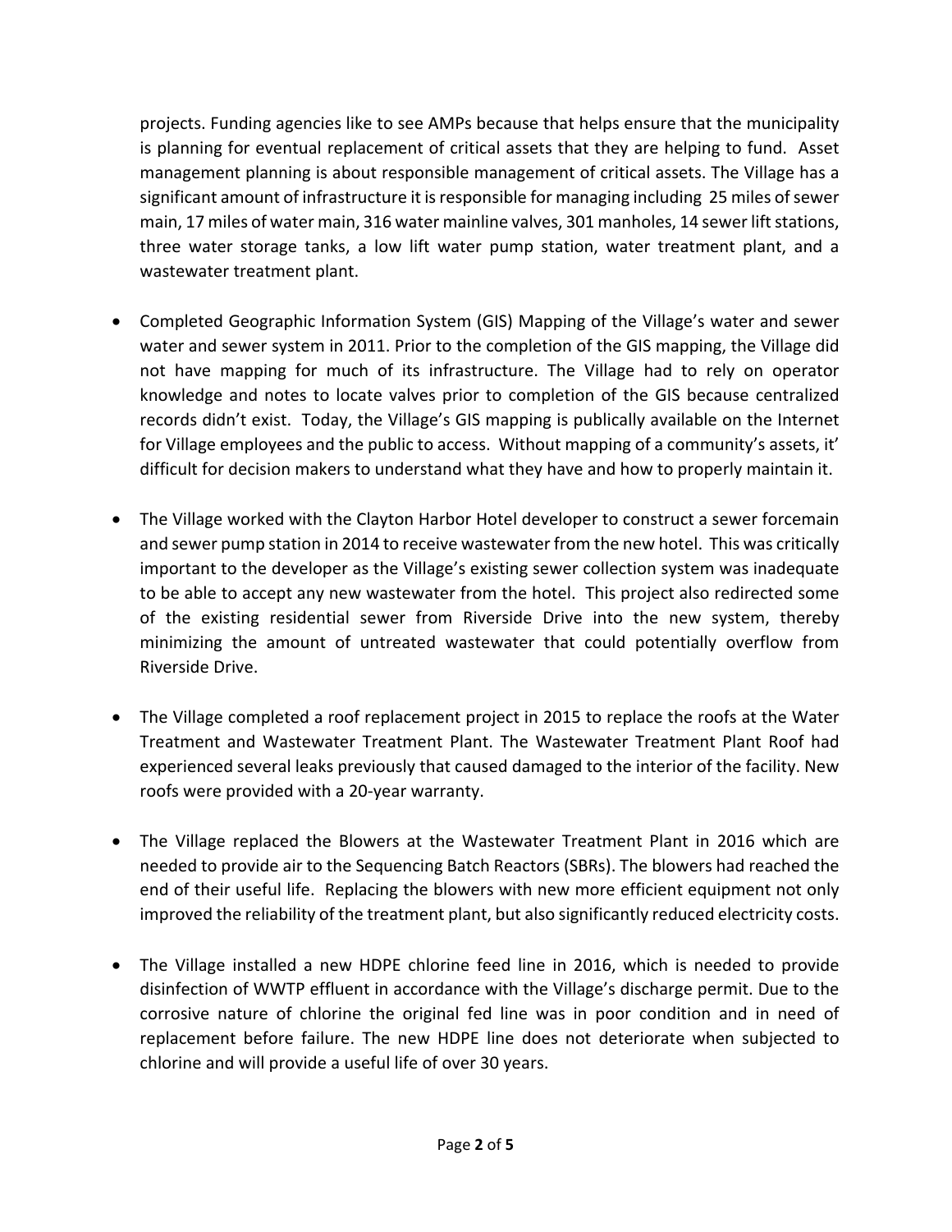projects. Funding agencies like to see AMPs because that helps ensure that the municipality is planning for eventual replacement of critical assets that they are helping to fund. Asset management planning is about responsible management of critical assets. The Village has a significant amount of infrastructure it is responsible for managing including 25 miles of sewer main, 17 miles of water main, 316 water mainline valves, 301 manholes, 14 sewer lift stations, three water storage tanks, a low lift water pump station, water treatment plant, and a wastewater treatment plant.

- Completed Geographic Information System (GIS) Mapping of the Village's water and sewer water and sewer system in 2011. Prior to the completion of the GIS mapping, the Village did not have mapping for much of its infrastructure. The Village had to rely on operator knowledge and notes to locate valves prior to completion of the GIS because centralized records didn't exist. Today, the Village's GIS mapping is publically available on the Internet for Village employees and the public to access. Without mapping of a community's assets, it' difficult for decision makers to understand what they have and how to properly maintain it.

- The Village worked with the Clayton Harbor Hotel developer to construct a sewer forcemain and sewer pump station in 2014 to receive wastewater from the new hotel. This was critically important to the developer as the Village's existing sewer collection system was inadequate to be able to accept any new wastewater from the hotel. This project also redirected some of the existing residential sewer from Riverside Drive into the new system, thereby minimizing the amount of untreated wastewater that could potentially overflow from Riverside Drive.

- The Village completed a roof replacement project in 2015 to replace the roofs at the Water Treatment and Wastewater Treatment Plant. The Wastewater Treatment Plant Roof had experienced several leaks previously that caused damaged to the interior of the facility. New roofs were provided with a 20-year warranty.

- The Village replaced the Blowers at the Wastewater Treatment Plant in 2016 which are needed to provide air to the Sequencing Batch Reactors (SBRs). The blowers had reached the end of their useful life. Replacing the blowers with new more efficient equipment not only improved the reliability of the treatment plant, but also significantly reduced electricity costs.

- The Village installed a new HDPE chlorine feed line in 2016, which is needed to provide disinfection of WWTP effluent in accordance with the Village's discharge permit. Due to the corrosive nature of chlorine the original fed line was in poor condition and in need of replacement before failure. The new HDPE line does not deteriorate when subjected to chlorine and will provide a useful life of over 30 years.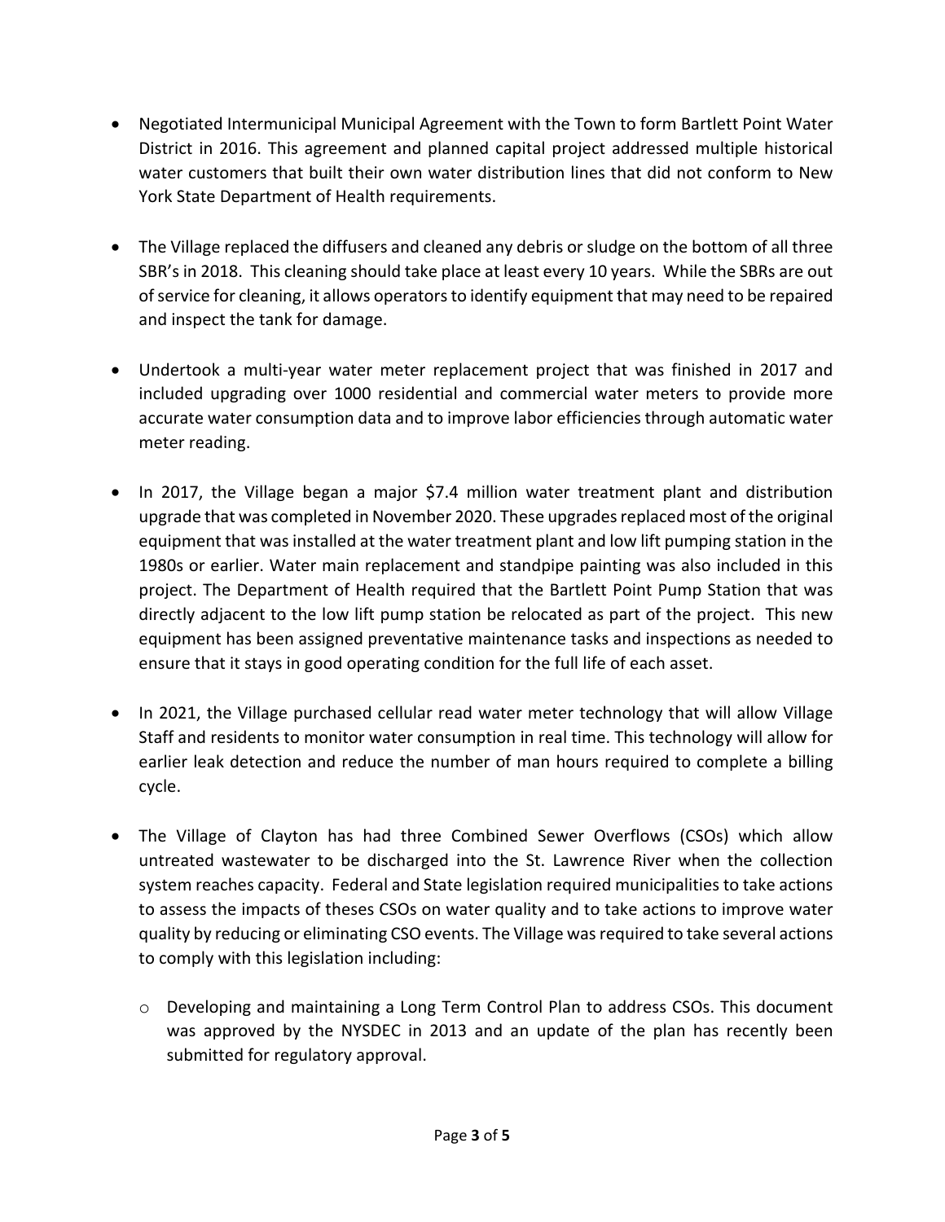- Negotiated Intermunicipal Municipal Agreement with the Town to form Bartlett Point Water District in 2016. This agreement and planned capital project addressed multiple historical water customers that built their own water distribution lines that did not conform to New York State Department of Health requirements.

- The Village replaced the diffusers and cleaned any debris or sludge on the bottom of all three SBR's in 2018. This cleaning should take place at least every 10 years. While the SBRs are out of service for cleaning, it allows operators to identify equipment that may need to be repaired and inspect the tank for damage.

- Undertook a multi-year water meter replacement project that was finished in 2017 and included upgrading over 1000 residential and commercial water meters to provide more accurate water consumption data and to improve labor efficiencies through automatic water meter reading.

- In 2017, the Village began a major $7.4 million water treatment plant and distribution upgrade that was completed in November 2020. These upgrades replaced most of the original equipment that was installed at the water treatment plant and low lift pumping station in the 1980s or earlier. Water main replacement and standpipe painting was also included in this project. The Department of Health required that the Bartlett Point Pump Station that was directly adjacent to the low lift pump station be relocated as part of the project. This new equipment has been assigned preventative maintenance tasks and inspections as needed to ensure that it stays in good operating condition for the full life of each asset.

- In 2021, the Village purchased cellular read water meter technology that will allow Village Staff and residents to monitor water consumption in real time. This technology will allow for earlier leak detection and reduce the number of man hours required to complete a billing cycle.

- The Village of Clayton has had three Combined Sewer Overflows (CSOs) which allow untreated wastewater to be discharged into the St. Lawrence River when the collection system reaches capacity. Federal and State legislation required municipalities to take actions to assess the impacts of theses CSOs on water quality and to take actions to improve water quality by reducing or eliminating CSO events. The Village was required to take several actions to comply with this legislation including:

  - Developing and maintaining a Long Term Control Plan to address CSOs. This document was approved by the NYSDEC in 2013 and an update of the plan has recently been submitted for regulatory approval.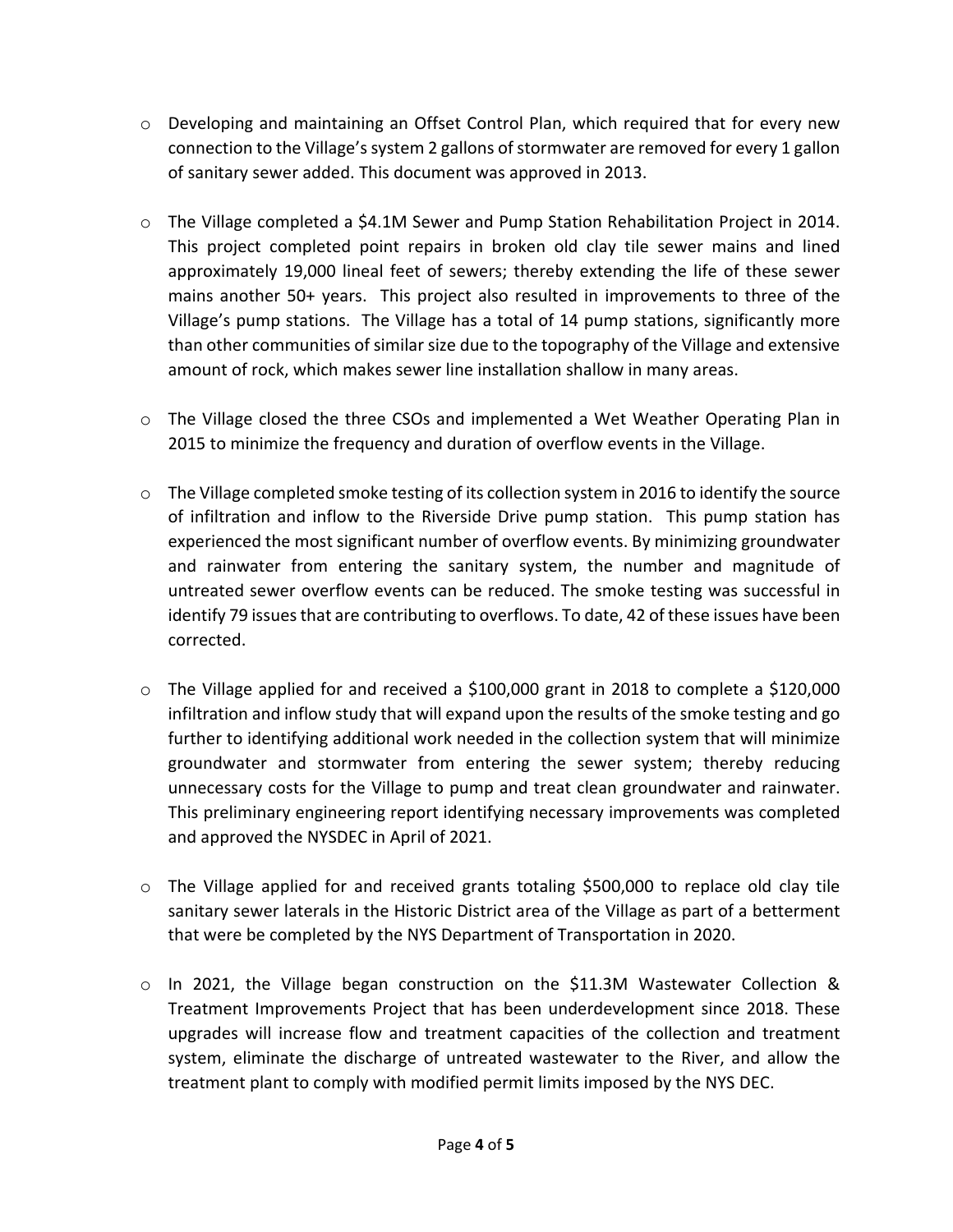- Developing and maintaining an Offset Control Plan, which required that for every new connection to the Village's system 2 gallons of stormwater are removed for every 1 gallon of sanitary sewer added. This document was approved in 2013.

- The Village completed a $4.1M Sewer and Pump Station Rehabilitation Project in 2014. This project completed point repairs in broken old clay tile sewer mains and lined approximately 19,000 lineal feet of sewers; thereby extending the life of these sewer mains another 50+ years. This project also resulted in improvements to three of the Village's pump stations. The Village has a total of 14 pump stations, significantly more than other communities of similar size due to the topography of the Village and extensive amount of rock, which makes sewer line installation shallow in many areas.

- The Village closed the three CSOs and implemented a Wet Weather Operating Plan in 2015 to minimize the frequency and duration of overflow events in the Village.

- The Village completed smoke testing of its collection system in 2016 to identify the source of infiltration and inflow to the Riverside Drive pump station. This pump station has experienced the most significant number of overflow events. By minimizing groundwater and rainwater from entering the sanitary system, the number and magnitude of untreated sewer overflow events can be reduced. The smoke testing was successful in identify 79 issues that are contributing to overflows. To date, 42 of these issues have been corrected.

- The Village applied for and received a $100,000 grant in 2018 to complete a $120,000 infiltration and inflow study that will expand upon the results of the smoke testing and go further to identifying additional work needed in the collection system that will minimize groundwater and stormwater from entering the sewer system; thereby reducing unnecessary costs for the Village to pump and treat clean groundwater and rainwater. This preliminary engineering report identifying necessary improvements was completed and approved the NYSDEC in April of 2021.

- The Village applied for and received grants totaling $500,000 to replace old clay tile sanitary sewer laterals in the Historic District area of the Village as part of a betterment that were be completed by the NYS Department of Transportation in 2020.

- In 2021, the Village began construction on the $11.3M Wastewater Collection & Treatment Improvements Project that has been underdevelopment since 2018. These upgrades will increase flow and treatment capacities of the collection and treatment system, eliminate the discharge of untreated wastewater to the River, and allow the treatment plant to comply with modified permit limits imposed by the NYS DEC.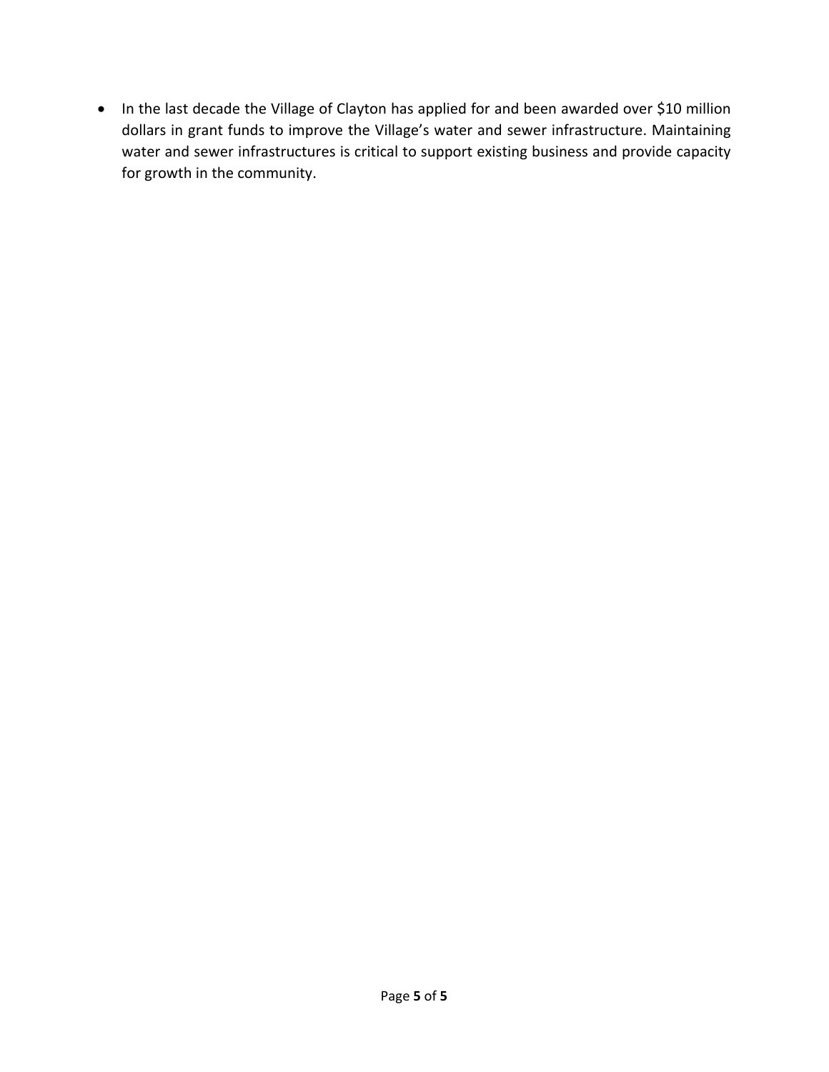- In the last decade the Village of Clayton has applied for and been awarded over $10 million dollars in grant funds to improve the Village's water and sewer infrastructure. Maintaining water and sewer infrastructures is critical to support existing business and provide capacity for growth in the community.